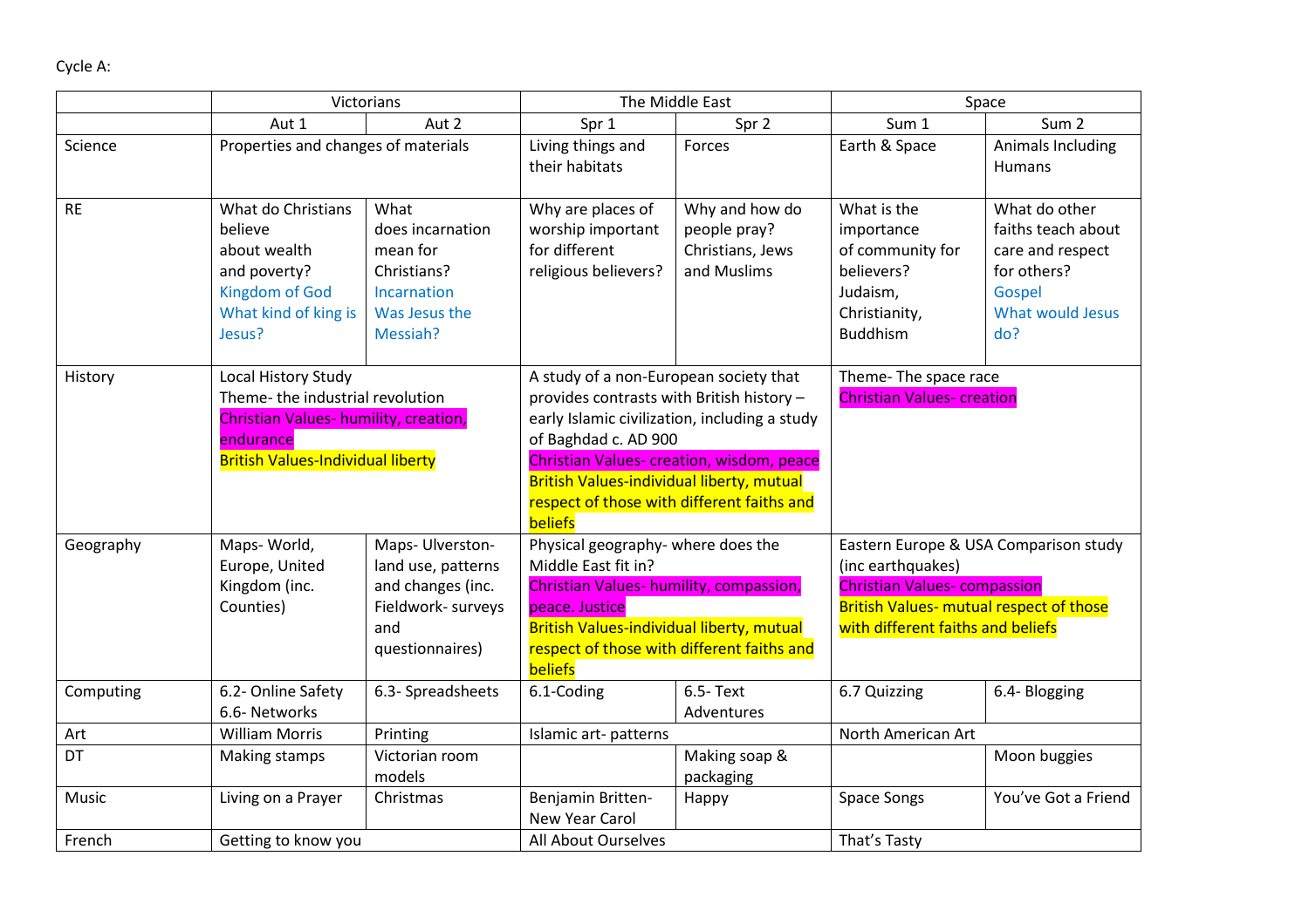Cycle A:

| | Victorians | | The Middle East | | Space | |
|---|---|---|---|---|---|---|
| | Aut 1 | Aut 2 | Spr 1 | Spr 2 | Sum 1 | Sum 2 |
| Science | Properties and changes of materials | | Living things and their habitats | Forces | Earth & Space | Animals Including Humans |
| RE | What do Christians believe about wealth and poverty? Kingdom of God What kind of king is Jesus? | What does incarnation mean for Christians? Incarnation Was Jesus the Messiah? | Why are places of worship important for different religious believers? | Why and how do people pray? Christians, Jews and Muslims | What is the importance of community for believers? Judaism, Christianity, Buddhism | What do other faiths teach about care and respect for others? Gospel What would Jesus do? |
| History | Local History Study Theme- the industrial revolution Christian Values- humility, creation, endurance British Values-Individual liberty | | A study of a non-European society that provides contrasts with British history – early Islamic civilization, including a study of Baghdad c. AD 900 Christian Values- creation, wisdom, peace British Values-individual liberty, mutual respect of those with different faiths and beliefs | | Theme- The space race Christian Values- creation | |
| Geography | Maps- World, Europe, United Kingdom (inc. Counties) | Maps- Ulverston- land use, patterns and changes (inc. Fieldwork- surveys and questionnaires) | Physical geography- where does the Middle East fit in? Christian Values- humility, compassion, peace. Justice British Values-individual liberty, mutual respect of those with different faiths and beliefs | | Eastern Europe & USA Comparison study (inc earthquakes) Christian Values- compassion British Values- mutual respect of those with different faiths and beliefs | |
| Computing | 6.2- Online Safety 6.6- Networks | 6.3- Spreadsheets | 6.1-Coding | 6.5- Text Adventures | 6.7 Quizzing | 6.4- Blogging |
| Art | William Morris | Printing | Islamic art- patterns | | North American Art | |
| DT | Making stamps | Victorian room models | | Making soap & packaging | | Moon buggies |
| Music | Living on a Prayer | Christmas | Benjamin Britten- New Year Carol | Happy | Space Songs | You've Got a Friend |
| French | Getting to know you | | All About Ourselves | | That's Tasty | |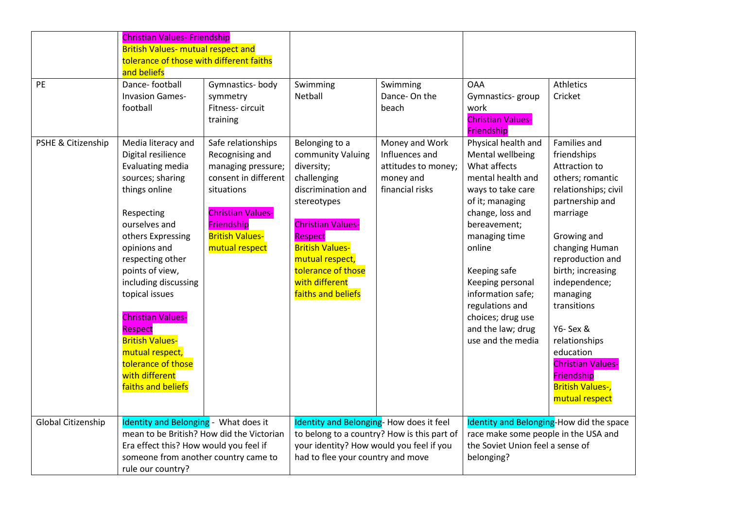| | | | | | | |
|---|---|---|---|---|---|---|
| | Christian Values- Friendship<br>British Values- mutual respect and tolerance of those with different faiths and beliefs | | | | | |
| PE | Dance- football<br>Invasion Games- football | Gymnastics- body symmetry<br>Fitness- circuit training | Swimming<br>Netball | Swimming<br>Dance- On the beach | OAA<br>Gymnastics- group work<br>Christian Values- Friendship | Athletics<br>Cricket |
| PSHE & Citizenship | Media literacy and Digital resilience Evaluating media sources; sharing things online<br><br>Respecting ourselves and others Expressing opinions and respecting other points of view, including discussing topical issues<br><br>Christian Values- Respect<br>British Values- mutual respect, tolerance of those with different faiths and beliefs | Safe relationships Recognising and managing pressure; consent in different situations<br><br>Christian Values- Friendship<br>British Values- mutual respect | Belonging to a community Valuing diversity; challenging discrimination and stereotypes<br><br>Christian Values- Respect<br>British Values- mutual respect, tolerance of those with different faiths and beliefs | Money and Work Influences and attitudes to money; money and financial risks | Physical health and Mental wellbeing What affects mental health and ways to take care of it; managing change, loss and bereavement; managing time online<br><br>Keeping safe Keeping personal information safe; regulations and choices; drug use and the law; drug use and the media | Families and friendships Attraction to others; romantic relationships; civil partnership and marriage<br><br>Growing and changing Human reproduction and birth; increasing independence; managing transitions<br><br>Y6- Sex & relationships education<br>Christian Values- Friendship<br>British Values-, mutual respect |
| Global Citizenship | Identity and Belonging - What does it mean to be British? How did the Victorian Era effect this? How would you feel if someone from another country came to rule our country? | | Identity and Belonging- How does it feel to belong to a country? How is this part of your identity? How would you feel if you had to flee your country and move | | Identity and Belonging-How did the space race make some people in the USA and the Soviet Union feel a sense of belonging? | |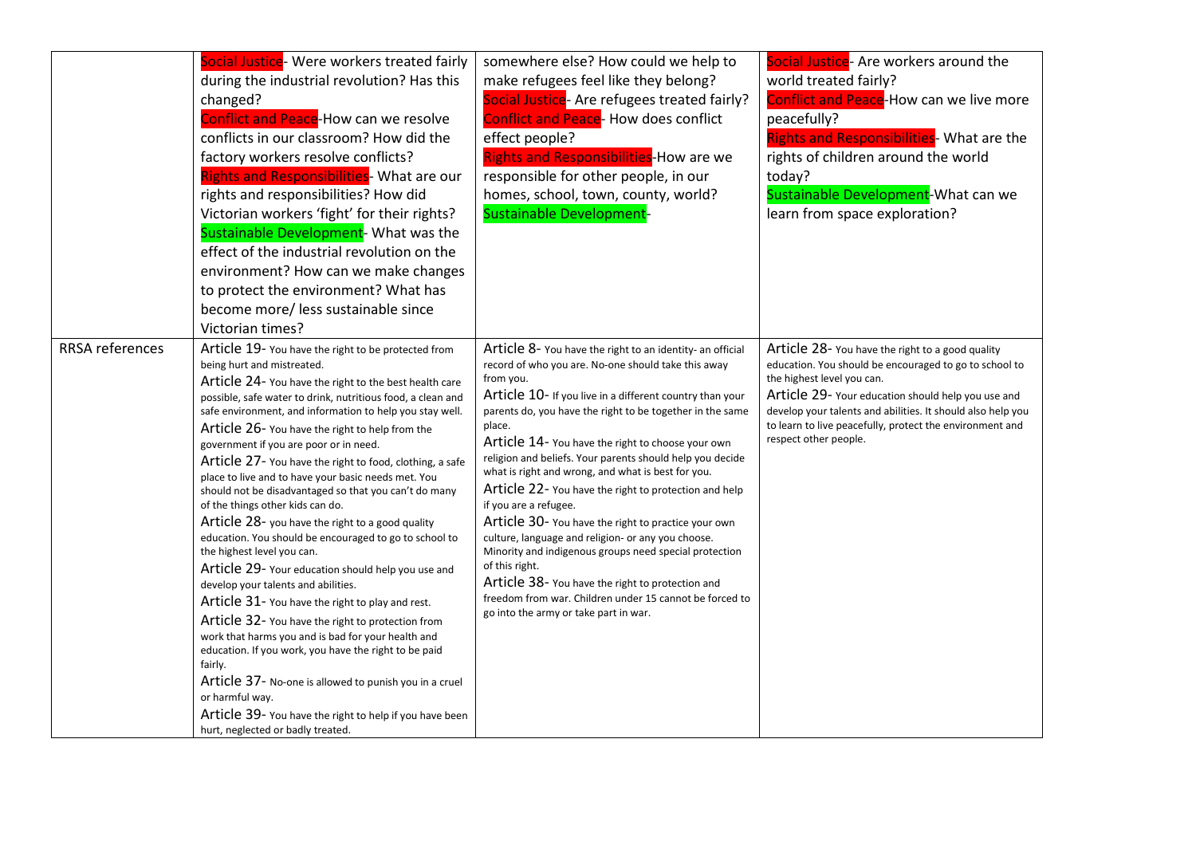| | | | |
|---|---|---|---|
| | Social Justice- Were workers treated fairly during the industrial revolution? Has this changed?<br>Conflict and Peace-How can we resolve conflicts in our classroom? How did the factory workers resolve conflicts?<br>Rights and Responsibilities- What are our rights and responsibilities? How did Victorian workers 'fight' for their rights?<br>Sustainable Development- What was the effect of the industrial revolution on the environment? How can we make changes to protect the environment? What has become more/ less sustainable since Victorian times? | somewhere else? How could we help to make refugees feel like they belong?<br>Social Justice- Are refugees treated fairly?<br>Conflict and Peace- How does conflict effect people?<br>Rights and Responsibilities-How are we responsible for other people, in our homes, school, town, county, world?<br>Sustainable Development- | Social Justice- Are workers around the world treated fairly?<br>Conflict and Peace-How can we live more peacefully?<br>Rights and Responsibilities- What are the rights of children around the world today?<br>Sustainable Development-What can we learn from space exploration? |
| RRSA references | Article 19- You have the right to be protected from being hurt and mistreated.<br>Article 24- You have the right to the best health care possible, safe water to drink, nutritious food, a clean and safe environment, and information to help you stay well.<br>Article 26- You have the right to help from the government if you are poor or in need.<br>Article 27- You have the right to food, clothing, a safe place to live and to have your basic needs met. You should not be disadvantaged so that you can't do many of the things other kids can do.<br>Article 28- you have the right to a good quality education. You should be encouraged to go to school to the highest level you can.<br>Article 29- Your education should help you use and develop your talents and abilities.<br>Article 31- You have the right to play and rest.<br>Article 32- You have the right to protection from work that harms you and is bad for your health and education. If you work, you have the right to be paid fairly.<br>Article 37- No-one is allowed to punish you in a cruel or harmful way.<br>Article 39- You have the right to help if you have been hurt, neglected or badly treated. | Article 8- You have the right to an identity- an official record of who you are. No-one should take this away from you.<br>Article 10- If you live in a different country than your parents do, you have the right to be together in the same place.<br>Article 14- You have the right to choose your own religion and beliefs. Your parents should help you decide what is right and wrong, and what is best for you.<br>Article 22- You have the right to protection and help if you are a refugee.<br>Article 30- You have the right to practice your own culture, language and religion- or any you choose. Minority and indigenous groups need special protection of this right.<br>Article 38- You have the right to protection and freedom from war. Children under 15 cannot be forced to go into the army or take part in war. | Article 28- You have the right to a good quality education. You should be encouraged to go to school to the highest level you can.<br>Article 29- Your education should help you use and develop your talents and abilities. It should also help you to learn to live peacefully, protect the environment and respect other people. |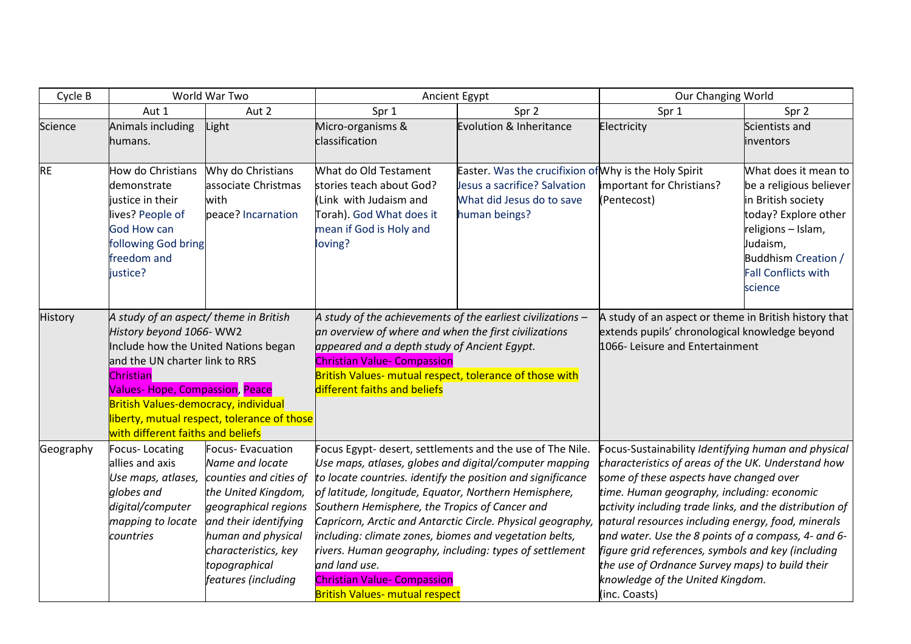| Cycle B | World War Two | | Ancient Egypt | | Our Changing World | |
|---|---|---|---|---|---|---|
| | Aut 1 | Aut 2 | Spr 1 | Spr 2 | Spr 1 | Spr 2 |
| Science | Animals including humans. | Light | Micro-organisms & classification | Evolution & Inheritance | Electricity | Scientists and inventors |
| RE | How do Christians demonstrate justice in their lives? People of God How can following God bring freedom and justice? | Why do Christians associate Christmas with peace? Incarnation | What do Old Testament stories teach about God? (Link with Judaism and Torah). God What does it mean if God is Holy and loving? | Easter. Was the crucifixion of Jesus a sacrifice? Salvation What did Jesus do to save human beings? | Why is the Holy Spirit important for Christians? (Pentecost) | What does it mean to be a religious believer in British society today? Explore other religions – Islam, Judaism, Buddhism Creation / Fall Conflicts with science |
| History | *A study of an aspect/ theme in British History beyond 1066*- WW2 Include how the United Nations began and the UN charter link to RRS Christian Values- Hope, Compassion, Peace British Values-democracy, individual liberty, mutual respect, tolerance of those with different faiths and beliefs | | *A study of the achievements of the earliest civilizations – an overview of where and when the first civilizations appeared and a depth study of Ancient Egypt.* Christian Value- Compassion British Values- mutual respect, tolerance of those with different faiths and beliefs | | A study of an aspect or theme in British history that extends pupils' chronological knowledge beyond 1066- Leisure and Entertainment | |
| Geography | Focus- Locating allies and axis *Use maps, atlases, globes and digital/computer mapping to locate countries* | Focus- Evacuation *Name and locate counties and cities of the United Kingdom, geographical regions and their identifying human and physical characteristics, key topographical features (including* | Focus Egypt- desert, settlements and the use of The Nile. *Use maps, atlases, globes and digital/computer mapping to locate countries. identify the position and significance of latitude, longitude, Equator, Northern Hemisphere, Southern Hemisphere, the Tropics of Cancer and Capricorn, Arctic and Antarctic Circle. Physical geography, including: climate zones, biomes and vegetation belts, rivers. Human geography, including: types of settlement and land use.* Christian Value- Compassion British Values- mutual respect | | Focus-Sustainability *Identifying human and physical characteristics of areas of the UK. Understand how some of these aspects have changed over time. Human geography, including: economic activity including trade links, and the distribution of natural resources including energy, food, minerals and water. Use the 8 points of a compass, 4- and 6-figure grid references, symbols and key (including the use of Ordnance Survey maps) to build their knowledge of the United Kingdom.* (inc. Coasts) | |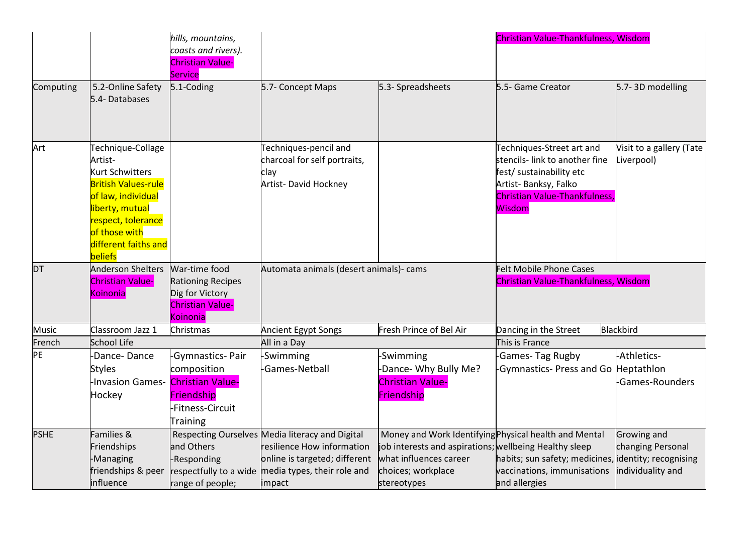|  |  |  |  |  |  |  |
|---|---|---|---|---|---|---|
|  |  | *hills, mountains, coasts and rivers).* Christian Value-Service |  |  | Christian Value-Thankfulness, Wisdom |  |
| Computing | 5.2-Online Safety 5.4- Databases | 5.1-Coding | 5.7- Concept Maps | 5.3- Spreadsheets | 5.5- Game Creator | 5.7- 3D modelling |
| Art | Technique-Collage Artist- Kurt Schwitters British Values-rule of law, individual liberty, mutual respect, tolerance of those with different faiths and beliefs |  | Techniques-pencil and charcoal for self portraits, clay Artist- David Hockney |  | Techniques-Street art and stencils- link to another fine fest/ sustainability etc Artist- Banksy, Falko Christian Value-Thankfulness, Wisdom | Visit to a gallery (Tate Liverpool) |
| DT | Anderson Shelters Christian Value-Koinonia | War-time food Rationing Recipes Dig for Victory Christian Value-Koinonia | Automata animals (desert animals)- cams |  | Felt Mobile Phone Cases Christian Value-Thankfulness, Wisdom |  |
| Music | Classroom Jazz 1 | Christmas | Ancient Egypt Songs | Fresh Prince of Bel Air | Dancing in the Street | Blackbird |
| French | School Life |  | All in a Day |  | This is France |  |
| PE | -Dance- Dance Styles -Invasion Games-Hockey | -Gymnastics- Pair composition Christian Value-Friendship -Fitness-Circuit Training | -Swimming -Games-Netball | -Swimming -Dance- Why Bully Me? Christian Value-Friendship | -Games- Tag Rugby -Gymnastics- Press and Go | -Athletics-Heptathlon -Games-Rounders |
| PSHE | Families & Friendships -Managing friendships & peer influence | Respecting Ourselves and Others -Responding respectfully to a wide range of people; | Media literacy and Digital resilience How information online is targeted; different media types, their role and impact | Money and Work Identifying job interests and aspirations; what influences career choices; workplace stereotypes | Physical health and Mental wellbeing Healthy sleep habits; sun safety; medicines, vaccinations, immunisations and allergies | Growing and changing Personal identity; recognising individuality and |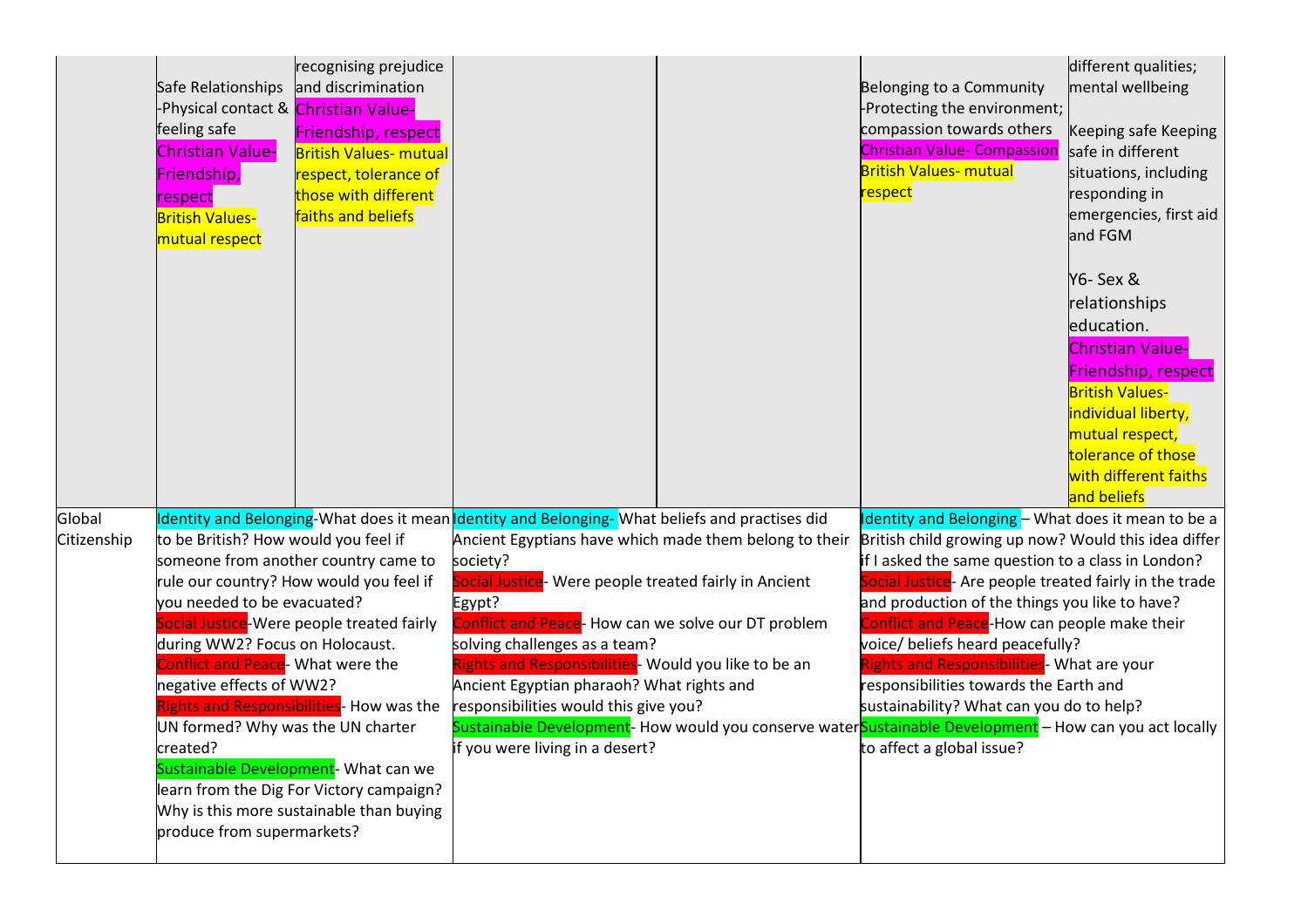| | | | | | | |
|---|---|---|---|---|---|---|
| | Safe Relationships -Physical contact & feeling safe Christian Value- Friendship, respect British Values- mutual respect | recognising prejudice and discrimination Christian Value- Friendship, respect British Values- mutual respect, tolerance of those with different faiths and beliefs | | | Belonging to a Community -Protecting the environment; compassion towards others Christian Value- Compassion British Values- mutual respect | different qualities; mental wellbeing<br><br>Keeping safe Keeping safe in different situations, including responding in emergencies, first aid and FGM<br><br>Y6- Sex & relationships education. Christian Value- Friendship, respect British Values- individual liberty, mutual respect, tolerance of those with different faiths and beliefs |
| Global Citizenship | Identity and Belonging-What does it mean to be British? How would you feel if someone from another country came to rule our country? How would you feel if you needed to be evacuated?<br>Social Justice-Were people treated fairly during WW2? Focus on Holocaust.<br>Conflict and Peace- What were the negative effects of WW2?<br>Rights and Responsibilities- How was the UN formed? Why was the UN charter created?<br>Sustainable Development- What can we learn from the Dig For Victory campaign? Why is this more sustainable than buying produce from supermarkets? | | Identity and Belonging- What beliefs and practises did Ancient Egyptians have which made them belong to their society?<br>Social Justice- Were people treated fairly in Ancient Egypt?<br>Conflict and Peace- How can we solve our DT problem solving challenges as a team?<br>Rights and Responsibilities- Would you like to be an Ancient Egyptian pharaoh? What rights and responsibilities would this give you?<br>Sustainable Development- How would you conserve water if you were living in a desert? | | Identity and Belonging – What does it mean to be a British child growing up now? Would this idea differ if I asked the same question to a class in London?<br>Social Justice- Are people treated fairly in the trade and production of the things you like to have?<br>Conflict and Peace-How can people make their voice/ beliefs heard peacefully?<br>Rights and Responsibilities- What are your responsibilities towards the Earth and sustainability? What can you do to help?<br>Sustainable Development – How can you act locally to affect a global issue? | |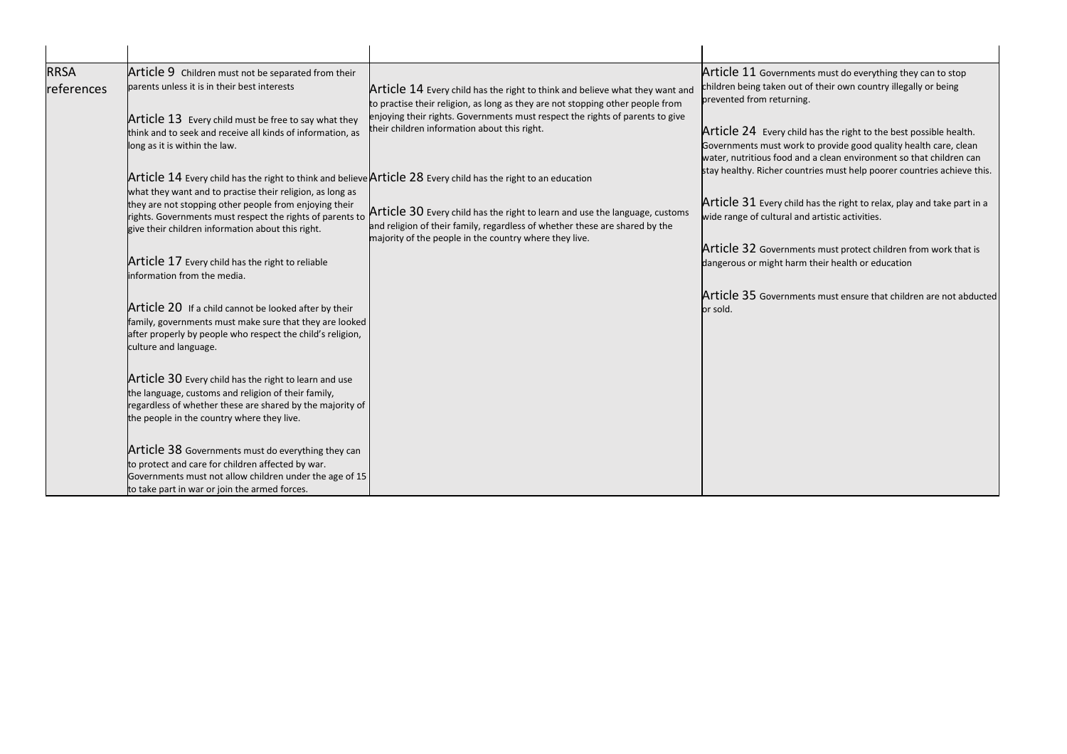| | | | |
|---|---|---|---|
| RRSA references | Article 9 Children must not be separated from their parents unless it is in their best interests<br><br>Article 13 Every child must be free to say what they think and to seek and receive all kinds of information, as long as it is within the law.<br><br>Article 14 Every child has the right to think and believe what they want and to practise their religion, as long as they are not stopping other people from enjoying their rights. Governments must respect the rights of parents to give their children information about this right.<br><br>Article 17 Every child has the right to reliable information from the media.<br><br>Article 20 If a child cannot be looked after by their family, governments must make sure that they are looked after properly by people who respect the child's religion, culture and language.<br><br>Article 30 Every child has the right to learn and use the language, customs and religion of their family, regardless of whether these are shared by the majority of the people in the country where they live.<br><br>Article 38 Governments must do everything they can to protect and care for children affected by war. Governments must not allow children under the age of 15 to take part in war or join the armed forces. | Article 14 Every child has the right to think and believe what they want and to practise their religion, as long as they are not stopping other people from enjoying their rights. Governments must respect the rights of parents to give their children information about this right.<br><br>Article 28 Every child has the right to an education<br><br>Article 30 Every child has the right to learn and use the language, customs and religion of their family, regardless of whether these are shared by the majority of the people in the country where they live. | Article 11 Governments must do everything they can to stop children being taken out of their own country illegally or being prevented from returning.<br><br>Article 24 Every child has the right to the best possible health. Governments must work to provide good quality health care, clean water, nutritious food and a clean environment so that children can stay healthy. Richer countries must help poorer countries achieve this.<br><br>Article 31 Every child has the right to relax, play and take part in a wide range of cultural and artistic activities.<br><br>Article 32 Governments must protect children from work that is dangerous or might harm their health or education<br><br>Article 35 Governments must ensure that children are not abducted or sold. |